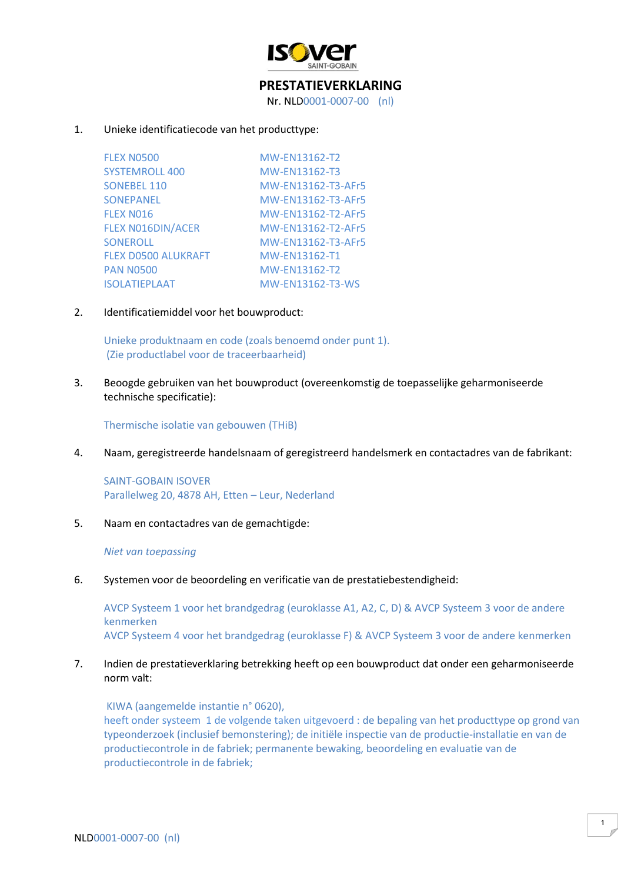# PRESTATIEVERKLARING

Nr. NLD0001-0007-00 (nl)

1. Unieke identificatiecode van het producttype:

| | |
|---|---|
| FLEX N0500 | MW-EN13162-T2 |
| SYSTEMROLL 400 | MW-EN13162-T3 |
| SONEBEL 110 | MW-EN13162-T3-AFr5 |
| SONEPANEL | MW-EN13162-T3-AFr5 |
| FLEX N016 | MW-EN13162-T2-AFr5 |
| FLEX N016DIN/ACER | MW-EN13162-T2-AFr5 |
| SONEROLL | MW-EN13162-T3-AFr5 |
| FLEX D0500 ALUKRAFT | MW-EN13162-T1 |
| PAN N0500 | MW-EN13162-T2 |
| ISOLATIEPLAAT | MW-EN13162-T3-WS |

2. Identificatiemiddel voor het bouwproduct:

   Unieke produktnaam en code (zoals benoemd onder punt 1).
   (Zie productlabel voor de traceerbaarheid)

3. Beoogde gebruiken van het bouwproduct (overeenkomstig de toepasselijke geharmoniseerde technische specificatie):

   Thermische isolatie van gebouwen (THiB)

4. Naam, geregistreerde handelsnaam of geregistreerd handelsmerk en contactadres van de fabrikant:

   SAINT-GOBAIN ISOVER
   Parallelweg 20, 4878 AH, Etten – Leur, Nederland

5. Naam en contactadres van de gemachtigde:

   *Niet van toepassing*

6. Systemen voor de beoordeling en verificatie van de prestatiebestendigheid:

   AVCP Systeem 1 voor het brandgedrag (euroklasse A1, A2, C, D) & AVCP Systeem 3 voor de andere kenmerken
   AVCP Systeem 4 voor het brandgedrag (euroklasse F) & AVCP Systeem 3 voor de andere kenmerken

7. Indien de prestatieverklaring betrekking heeft op een bouwproduct dat onder een geharmoniseerde norm valt:

   KIWA (aangemelde instantie n° 0620),
   heeft onder systeem 1 de volgende taken uitgevoerd : de bepaling van het producttype op grond van typeonderzoek (inclusief bemonstering); de initiële inspectie van de productie-installatie en van de productiecontrole in de fabriek; permanente bewaking, beoordeling en evaluatie van de productiecontrole in de fabriek;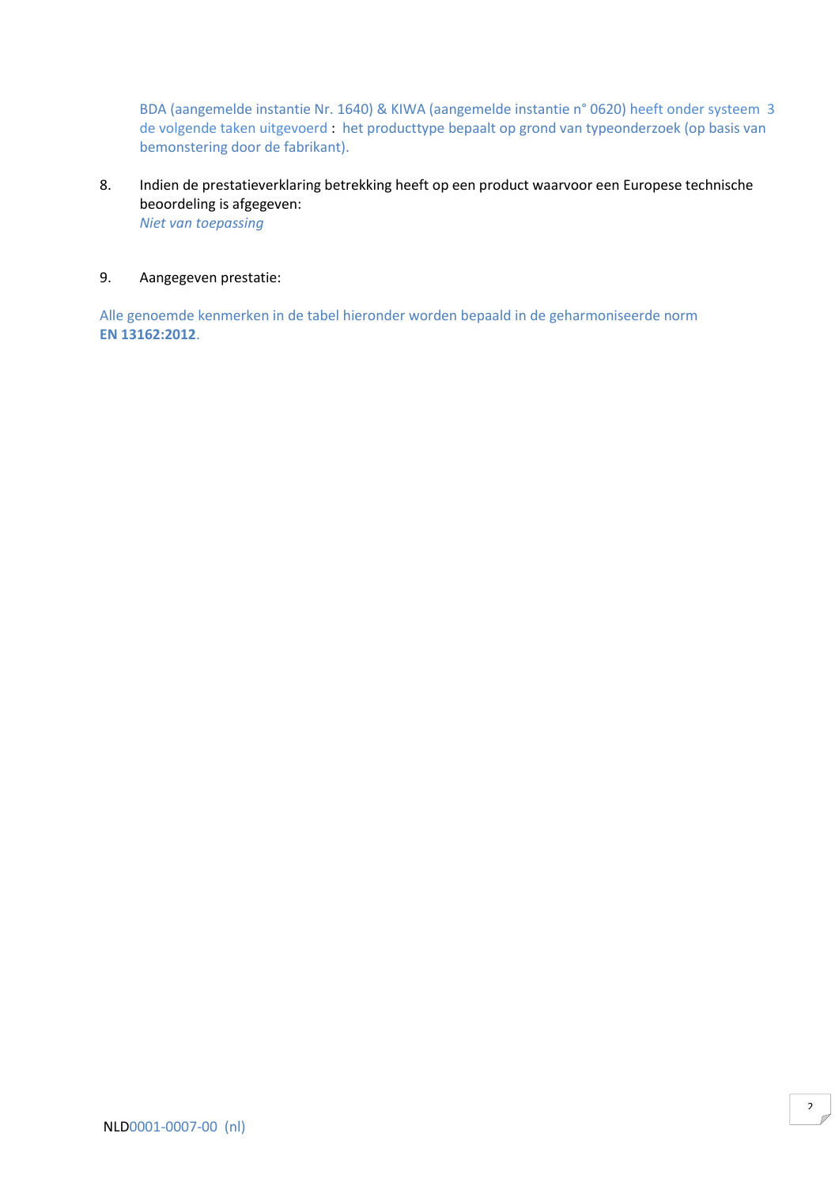BDA (aangemelde instantie Nr. 1640) & KIWA (aangemelde instantie n° 0620) heeft onder systeem 3 de volgende taken uitgevoerd : het producttype bepaalt op grond van typeonderzoek (op basis van bemonstering door de fabrikant).

8. Indien de prestatieverklaring betrekking heeft op een product waarvoor een Europese technische beoordeling is afgegeven:
   *Niet van toepassing*

9. Aangegeven prestatie:

Alle genoemde kenmerken in de tabel hieronder worden bepaald in de geharmoniseerde norm **EN 13162:2012**.

NLD0001-0007-00 (nl)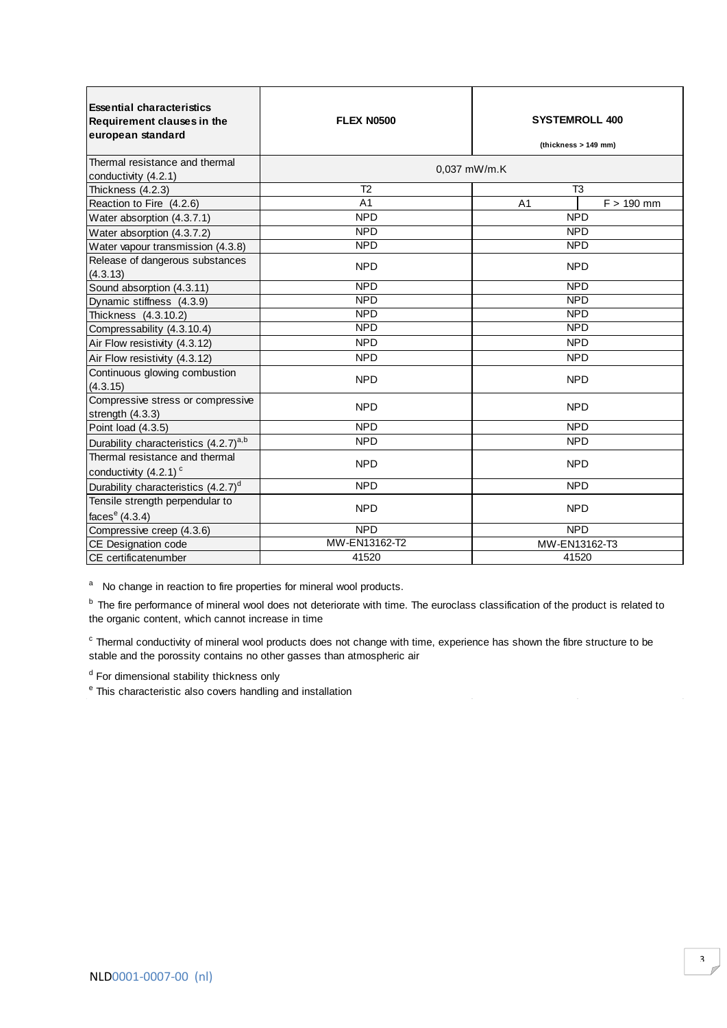| **Essential characteristics Requirement clauses in the european standard** | **FLEX N0500** | **SYSTEMROLL 400** (thickness > 149 mm) | |
|---|---|---|---|
| Thermal resistance and thermal conductivity (4.2.1) | 0,037 mW/m.K | | |
| Thickness (4.2.3) | T2 | T3 | |
| Reaction to Fire (4.2.6) | A1 | A1 | F > 190 mm |
| Water absorption (4.3.7.1) | NPD | NPD | |
| Water absorption (4.3.7.2) | NPD | NPD | |
| Water vapour transmission (4.3.8) | NPD | NPD | |
| Release of dangerous substances (4.3.13) | NPD | NPD | |
| Sound absorption (4.3.11) | NPD | NPD | |
| Dynamic stiffness (4.3.9) | NPD | NPD | |
| Thickness (4.3.10.2) | NPD | NPD | |
| Compressability (4.3.10.4) | NPD | NPD | |
| Air Flow resistivity (4.3.12) | NPD | NPD | |
| Air Flow resistivity (4.3.12) | NPD | NPD | |
| Continuous glowing combustion (4.3.15) | NPD | NPD | |
| Compressive stress or compressive strength (4.3.3) | NPD | NPD | |
| Point load (4.3.5) | NPD | NPD | |
| Durability characteristics (4.2.7)[a,b] | NPD | NPD | |
| Thermal resistance and thermal conductivity (4.2.1) [c] | NPD | NPD | |
| Durability characteristics (4.2.7)[d] | NPD | NPD | |
| Tensile strength perpendicular to faces[e] (4.3.4) | NPD | NPD | |
| Compressive creep (4.3.6) | NPD | NPD | |
| CE Designation code | MW-EN13162-T2 | MW-EN13162-T3 | |
| CE certificatenumber | 41520 | 41520 | |

[a] No change in reaction to fire properties for mineral wool products.

[b] The fire performance of mineral wool does not deteriorate with time. The euroclass classification of the product is related to the organic content, which cannot increase in time

[c] Thermal conductivity of mineral wool products does not change with time, experience has shown the fibre structure to be stable and the porossity contains no other gasses than atmospheric air

[d] For dimensional stability thickness only

[e] This characteristic also covers handling and installation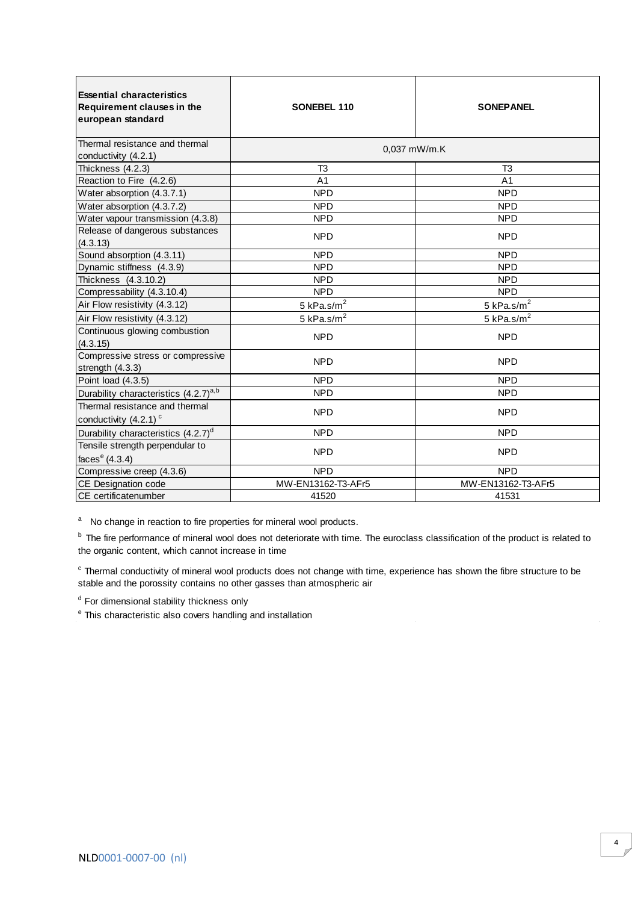| **Essential characteristics Requirement clauses in the european standard** | **SONEBEL 110** | **SONEPANEL** |
|---|---|---|
| Thermal resistance and thermal conductivity (4.2.1) | 0,037 mW/m.K | |
| Thickness (4.2.3) | T3 | T3 |
| Reaction to Fire (4.2.6) | A1 | A1 |
| Water absorption (4.3.7.1) | NPD | NPD |
| Water absorption (4.3.7.2) | NPD | NPD |
| Water vapour transmission (4.3.8) | NPD | NPD |
| Release of dangerous substances (4.3.13) | NPD | NPD |
| Sound absorption (4.3.11) | NPD | NPD |
| Dynamic stiffness (4.3.9) | NPD | NPD |
| Thickness (4.3.10.2) | NPD | NPD |
| Compressability (4.3.10.4) | NPD | NPD |
| Air Flow resistivity (4.3.12) | 5 kPa.s/$m^2$ | 5 kPa.s/$m^2$ |
| Air Flow resistivity (4.3.12) | 5 kPa.s/$m^2$ | 5 kPa.s/$m^2$ |
| Continuous glowing combustion (4.3.15) | NPD | NPD |
| Compressive stress or compressive strength (4.3.3) | NPD | NPD |
| Point load (4.3.5) | NPD | NPD |
| Durability characteristics (4.2.7)[a,b] | NPD | NPD |
| Thermal resistance and thermal conductivity (4.2.1) [c] | NPD | NPD |
| Durability characteristics (4.2.7)[d] | NPD | NPD |
| Tensile strength perpendicular to faces[e] (4.3.4) | NPD | NPD |
| Compressive creep (4.3.6) | NPD | NPD |
| CE Designation code | MW-EN13162-T3-AFr5 | MW-EN13162-T3-AFr5 |
| CE certificatenumber | 41520 | 41531 |

[a] No change in reaction to fire properties for mineral wool products.

[b] The fire performance of mineral wool does not deteriorate with time. The euroclass classification of the product is related to the organic content, which cannot increase in time

[c] Thermal conductivity of mineral wool products does not change with time, experience has shown the fibre structure to be stable and the porossity contains no other gasses than atmospheric air

[d] For dimensional stability thickness only

[e] This characteristic also covers handling and installation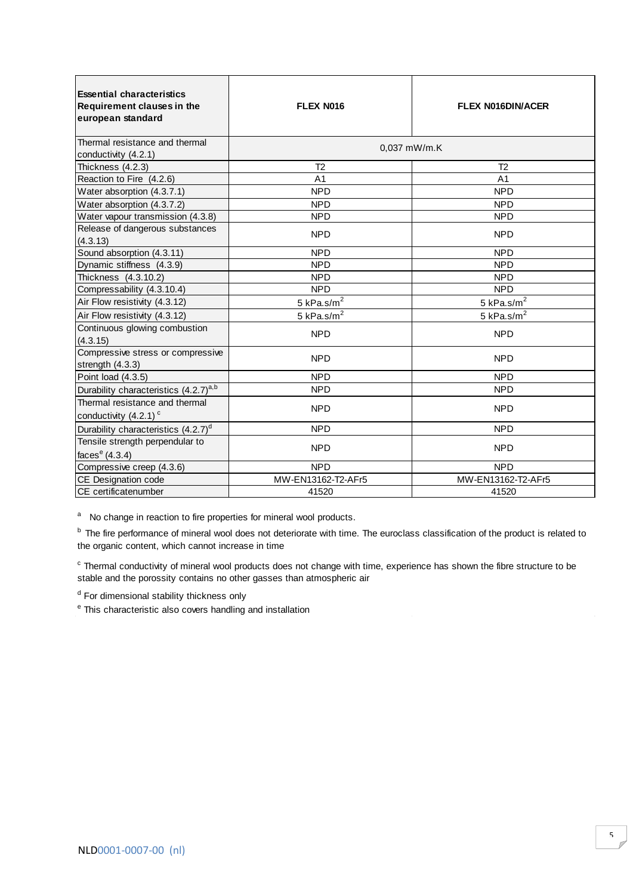| **Essential characteristics Requirement clauses in the european standard** | **FLEX N016** | **FLEX N016DIN/ACER** |
|---|---|---|
| Thermal resistance and thermal conductivity (4.2.1) | 0,037 mW/m.K | |
| Thickness (4.2.3) | T2 | T2 |
| Reaction to Fire (4.2.6) | A1 | A1 |
| Water absorption (4.3.7.1) | NPD | NPD |
| Water absorption (4.3.7.2) | NPD | NPD |
| Water vapour transmission (4.3.8) | NPD | NPD |
| Release of dangerous substances (4.3.13) | NPD | NPD |
| Sound absorption (4.3.11) | NPD | NPD |
| Dynamic stiffness (4.3.9) | NPD | NPD |
| Thickness (4.3.10.2) | NPD | NPD |
| Compressability (4.3.10.4) | NPD | NPD |
| Air Flow resistivity (4.3.12) | 5 kPa.s/m$^2$ | 5 kPa.s/m$^2$ |
| Air Flow resistivity (4.3.12) | 5 kPa.s/m$^2$ | 5 kPa.s/m$^2$ |
| Continuous glowing combustion (4.3.15) | NPD | NPD |
| Compressive stress or compressive strength (4.3.3) | NPD | NPD |
| Point load (4.3.5) | NPD | NPD |
| Durability characteristics (4.2.7)[a,b] | NPD | NPD |
| Thermal resistance and thermal conductivity (4.2.1)[c] | NPD | NPD |
| Durability characteristics (4.2.7)[d] | NPD | NPD |
| Tensile strength perpendicular to faces[e] (4.3.4) | NPD | NPD |
| Compressive creep (4.3.6) | NPD | NPD |
| CE Designation code | MW-EN13162-T2-AFr5 | MW-EN13162-T2-AFr5 |
| CE certificatenumber | 41520 | 41520 |

[a] No change in reaction to fire properties for mineral wool products.

[b] The fire performance of mineral wool does not deteriorate with time. The euroclass classification of the product is related to the organic content, which cannot increase in time

[c] Thermal conductivity of mineral wool products does not change with time, experience has shown the fibre structure to be stable and the porossity contains no other gasses than atmospheric air

[d] For dimensional stability thickness only

[e] This characteristic also covers handling and installation

NLD0001-0007-00 (nl)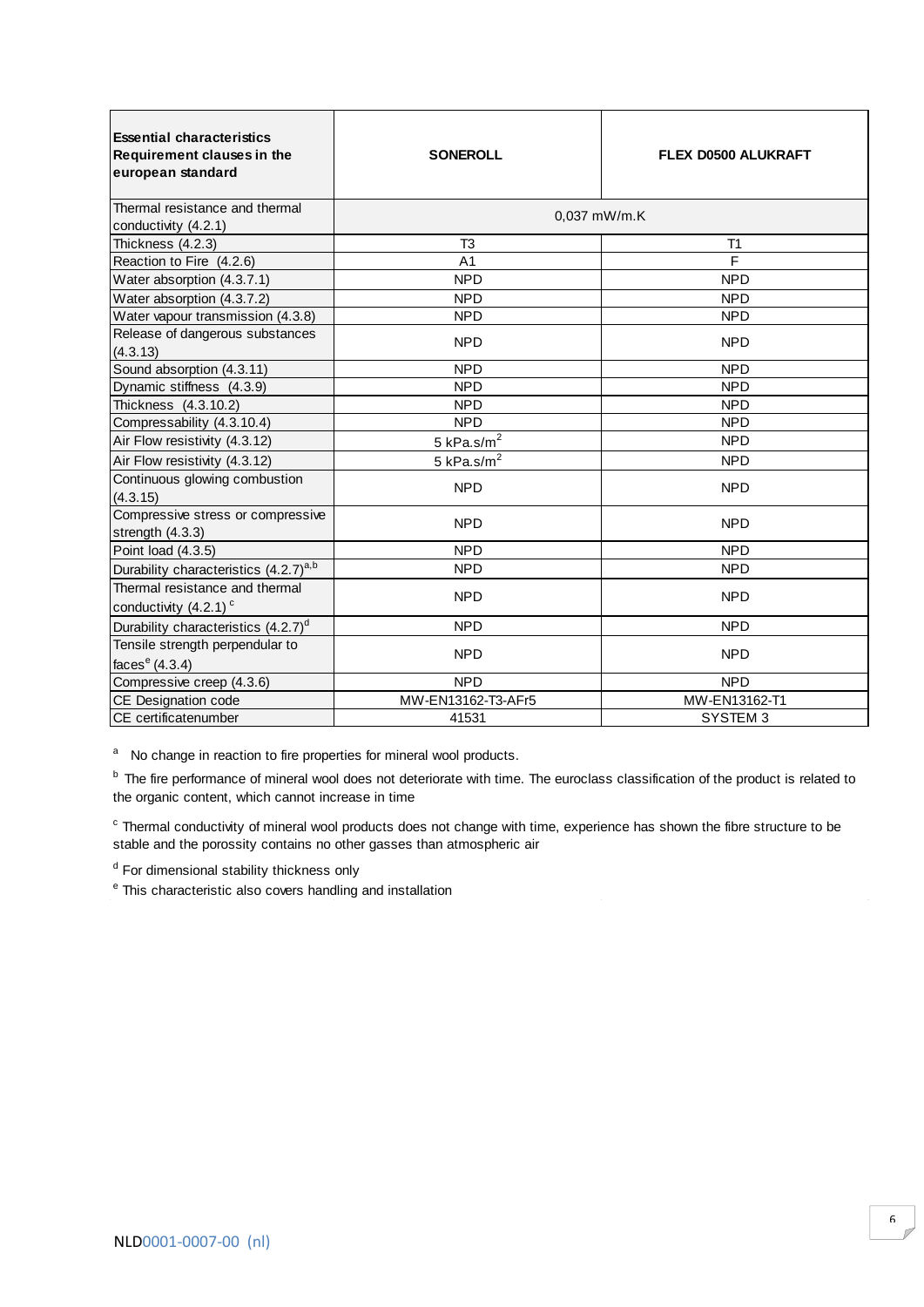| Essential characteristics Requirement clauses in the european standard | SONEROLL | FLEX D0500 ALUKRAFT |
|---|---|---|
| Thermal resistance and thermal conductivity (4.2.1) | 0,037 mW/m.K | |
| Thickness (4.2.3) | T3 | T1 |
| Reaction to Fire (4.2.6) | A1 | F |
| Water absorption (4.3.7.1) | NPD | NPD |
| Water absorption (4.3.7.2) | NPD | NPD |
| Water vapour transmission (4.3.8) | NPD | NPD |
| Release of dangerous substances (4.3.13) | NPD | NPD |
| Sound absorption (4.3.11) | NPD | NPD |
| Dynamic stiffness (4.3.9) | NPD | NPD |
| Thickness (4.3.10.2) | NPD | NPD |
| Compressability (4.3.10.4) | NPD | NPD |
| Air Flow resistivity (4.3.12) | 5 kPa.s/m$^2$ | NPD |
| Air Flow resistivity (4.3.12) | 5 kPa.s/m$^2$ | NPD |
| Continuous glowing combustion (4.3.15) | NPD | NPD |
| Compressive stress or compressive strength (4.3.3) | NPD | NPD |
| Point load (4.3.5) | NPD | NPD |
| Durability characteristics (4.2.7)[a,b] | NPD | NPD |
| Thermal resistance and thermal conductivity (4.2.1) [c] | NPD | NPD |
| Durability characteristics (4.2.7)[d] | NPD | NPD |
| Tensile strength perpendicular to faces[e] (4.3.4) | NPD | NPD |
| Compressive creep (4.3.6) | NPD | NPD |
| CE Designation code | MW-EN13162-T3-AFr5 | MW-EN13162-T1 |
| CE certificatenumber | 41531 | SYSTEM 3 |

[a] No change in reaction to fire properties for mineral wool products.

[b] The fire performance of mineral wool does not deteriorate with time. The euroclass classification of the product is related to the organic content, which cannot increase in time

[c] Thermal conductivity of mineral wool products does not change with time, experience has shown the fibre structure to be stable and the porossity contains no other gasses than atmospheric air

[d] For dimensional stability thickness only

[e] This characteristic also covers handling and installation

NLD0001-0007-00 (nl)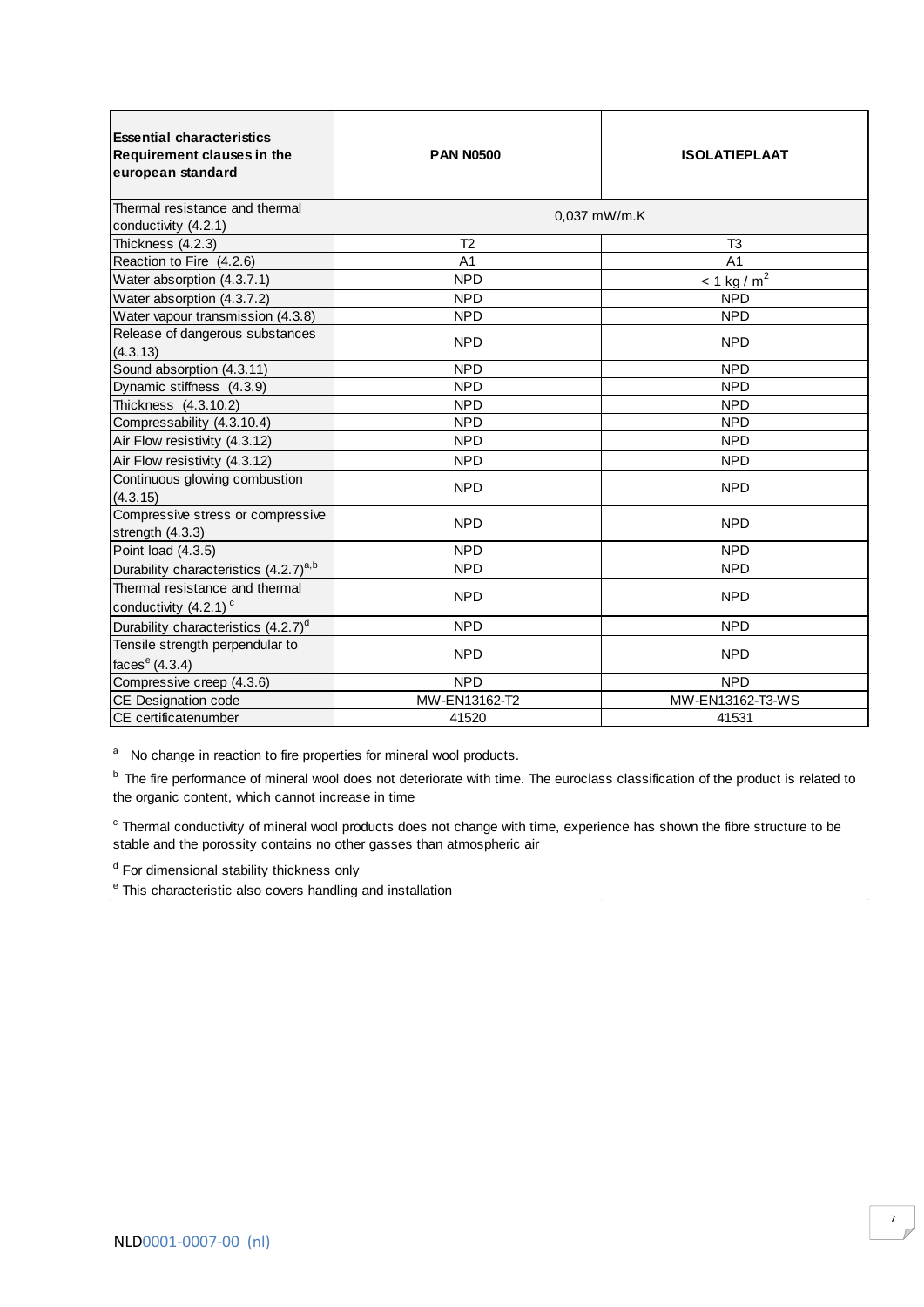| **Essential characteristics Requirement clauses in the european standard** | **PAN N0500** | **ISOLATIEPLAAT** |
|---|---|---|
| Thermal resistance and thermal conductivity (4.2.1) | 0,037 mW/m.K | |
| Thickness (4.2.3) | T2 | T3 |
| Reaction to Fire (4.2.6) | A1 | A1 |
| Water absorption (4.3.7.1) | NPD | < 1 kg / $m^2$ |
| Water absorption (4.3.7.2) | NPD | NPD |
| Water vapour transmission (4.3.8) | NPD | NPD |
| Release of dangerous substances (4.3.13) | NPD | NPD |
| Sound absorption (4.3.11) | NPD | NPD |
| Dynamic stiffness (4.3.9) | NPD | NPD |
| Thickness (4.3.10.2) | NPD | NPD |
| Compressability (4.3.10.4) | NPD | NPD |
| Air Flow resistivity (4.3.12) | NPD | NPD |
| Air Flow resistivity (4.3.12) | NPD | NPD |
| Continuous glowing combustion (4.3.15) | NPD | NPD |
| Compressive stress or compressive strength (4.3.3) | NPD | NPD |
| Point load (4.3.5) | NPD | NPD |
| Durability characteristics (4.2.7)[a,b] | NPD | NPD |
| Thermal resistance and thermal conductivity (4.2.1) [c] | NPD | NPD |
| Durability characteristics (4.2.7)[d] | NPD | NPD |
| Tensile strength perpendicular to faces[e] (4.3.4) | NPD | NPD |
| Compressive creep (4.3.6) | NPD | NPD |
| CE Designation code | MW-EN13162-T2 | MW-EN13162-T3-WS |
| CE certificatenumber | 41520 | 41531 |

[a] No change in reaction to fire properties for mineral wool products.

[b] The fire performance of mineral wool does not deteriorate with time. The euroclass classification of the product is related to the organic content, which cannot increase in time

[c] Thermal conductivity of mineral wool products does not change with time, experience has shown the fibre structure to be stable and the porossity contains no other gasses than atmospheric air

[d] For dimensional stability thickness only

[e] This characteristic also covers handling and installation

NLD0001-0007-00 (nl)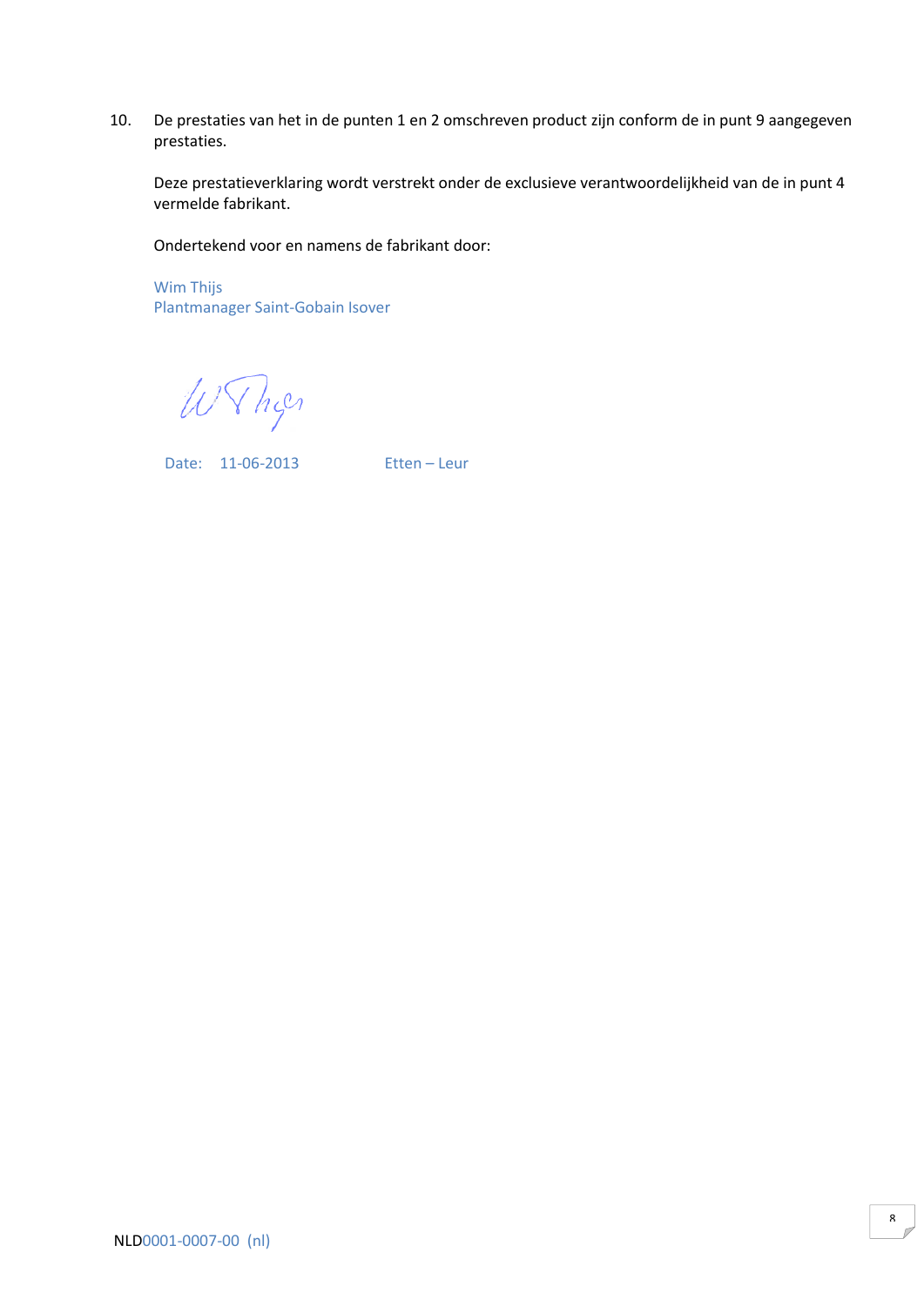10. De prestaties van het in de punten 1 en 2 omschreven product zijn conform de in punt 9 aangegeven prestaties.

    Deze prestatieverklaring wordt verstrekt onder de exclusieve verantwoordelijkheid van de in punt 4 vermelde fabrikant.

    Ondertekend voor en namens de fabrikant door:

    Wim Thijs
    Plantmanager Saint-Gobain Isover

    Date: 11-06-2013 Etten – Leur

NLD0001-0007-00 (nl)